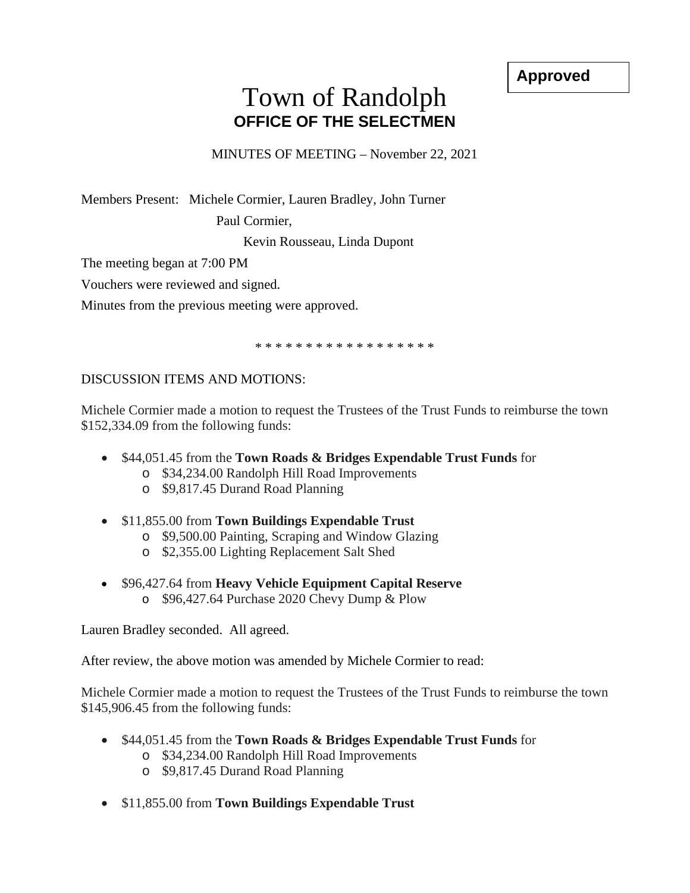**Approved**

# Town of Randolph
## OFFICE OF THE SELECTMEN

MINUTES OF MEETING – November 22, 2021

Members Present: Michele Cormier, Lauren Bradley, John Turner
Paul Cormier,
Kevin Rousseau, Linda Dupont

The meeting began at 7:00 PM

Vouchers were reviewed and signed.

Minutes from the previous meeting were approved.

* * * * * * * * * * * * * * * * * *

DISCUSSION ITEMS AND MOTIONS:

Michele Cormier made a motion to request the Trustees of the Trust Funds to reimburse the town $152,334.09 from the following funds:

- $44,051.45 from the **Town Roads & Bridges Expendable Trust Funds** for
  - $34,234.00 Randolph Hill Road Improvements
  - $9,817.45 Durand Road Planning
- $11,855.00 from **Town Buildings Expendable Trust**
  - $9,500.00 Painting, Scraping and Window Glazing
  - $2,355.00 Lighting Replacement Salt Shed
- $96,427.64 from **Heavy Vehicle Equipment Capital Reserve**
  - $96,427.64 Purchase 2020 Chevy Dump & Plow

Lauren Bradley seconded. All agreed.

After review, the above motion was amended by Michele Cormier to read:

Michele Cormier made a motion to request the Trustees of the Trust Funds to reimburse the town $145,906.45 from the following funds:

- $44,051.45 from the **Town Roads & Bridges Expendable Trust Funds** for
  - $34,234.00 Randolph Hill Road Improvements
  - $9,817.45 Durand Road Planning
- $11,855.00 from **Town Buildings Expendable Trust**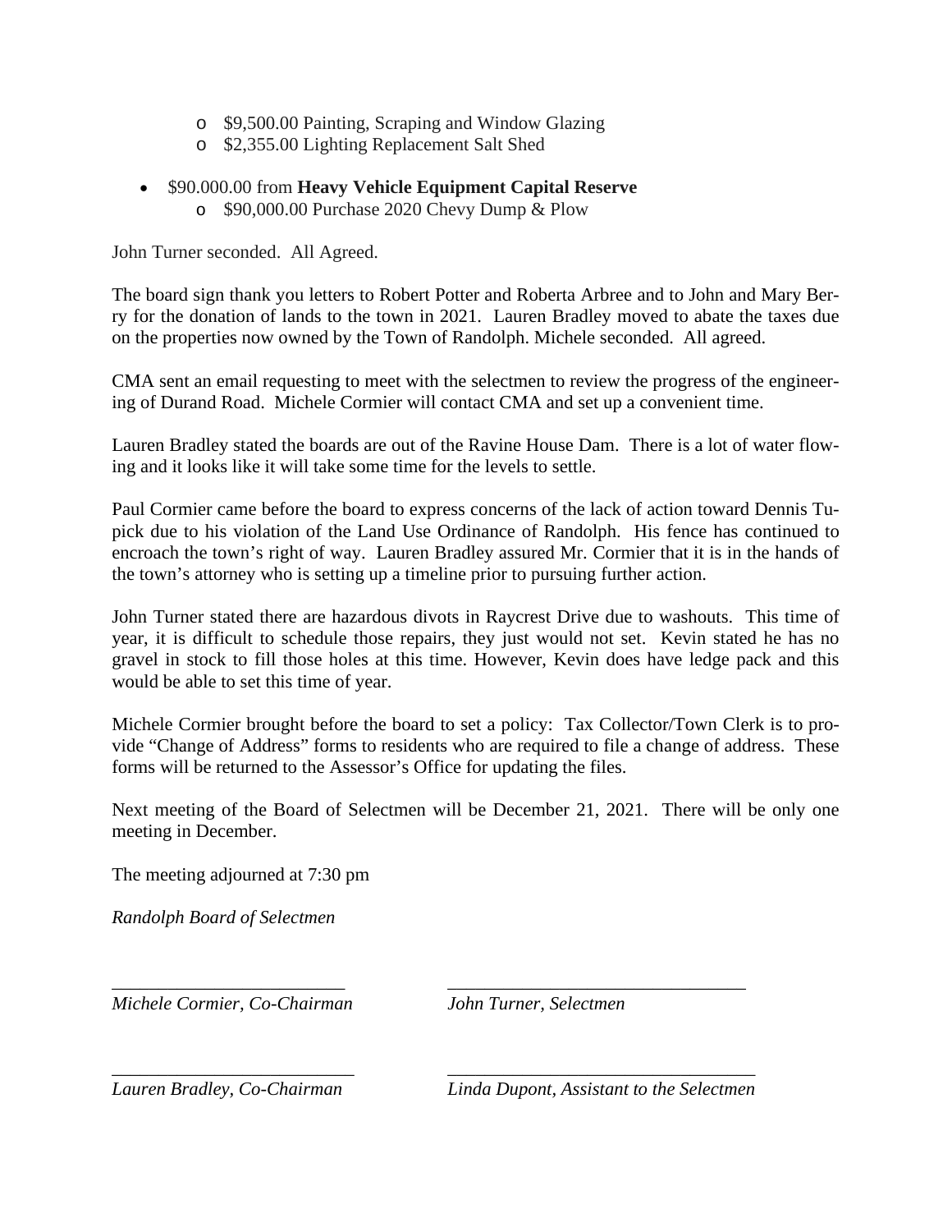- $9,500.00 Painting, Scraping and Window Glazing
  - $2,355.00 Lighting Replacement Salt Shed

- $90.000.00 from **Heavy Vehicle Equipment Capital Reserve**
  - $90,000.00 Purchase 2020 Chevy Dump & Plow

John Turner seconded. All Agreed.

The board sign thank you letters to Robert Potter and Roberta Arbree and to John and Mary Berry for the donation of lands to the town in 2021. Lauren Bradley moved to abate the taxes due on the properties now owned by the Town of Randolph. Michele seconded. All agreed.

CMA sent an email requesting to meet with the selectmen to review the progress of the engineering of Durand Road. Michele Cormier will contact CMA and set up a convenient time.

Lauren Bradley stated the boards are out of the Ravine House Dam. There is a lot of water flowing and it looks like it will take some time for the levels to settle.

Paul Cormier came before the board to express concerns of the lack of action toward Dennis Tupick due to his violation of the Land Use Ordinance of Randolph. His fence has continued to encroach the town's right of way. Lauren Bradley assured Mr. Cormier that it is in the hands of the town's attorney who is setting up a timeline prior to pursuing further action.

John Turner stated there are hazardous divots in Raycrest Drive due to washouts. This time of year, it is difficult to schedule those repairs, they just would not set. Kevin stated he has no gravel in stock to fill those holes at this time. However, Kevin does have ledge pack and this would be able to set this time of year.

Michele Cormier brought before the board to set a policy: Tax Collector/Town Clerk is to provide "Change of Address" forms to residents who are required to file a change of address. These forms will be returned to the Assessor's Office for updating the files.

Next meeting of the Board of Selectmen will be December 21, 2021. There will be only one meeting in December.

The meeting adjourned at 7:30 pm

*Randolph Board of Selectmen*

| | |
|---|---|
| \_\_\_\_\_\_\_\_\_\_\_\_\_\_\_\_\_\_\_\_\_\_\_\_\_ | \_\_\_\_\_\_\_\_\_\_\_\_\_\_\_\_\_\_\_\_\_\_\_\_\_\_\_\_\_\_\_\_ |
| *Michele Cormier, Co-Chairman* | *John Turner, Selectmen* |
| \_\_\_\_\_\_\_\_\_\_\_\_\_\_\_\_\_\_\_\_\_\_\_\_\_\_ | \_\_\_\_\_\_\_\_\_\_\_\_\_\_\_\_\_\_\_\_\_\_\_\_\_\_\_\_\_\_\_\_\_ |
| *Lauren Bradley, Co-Chairman* | *Linda Dupont, Assistant to the Selectmen* |